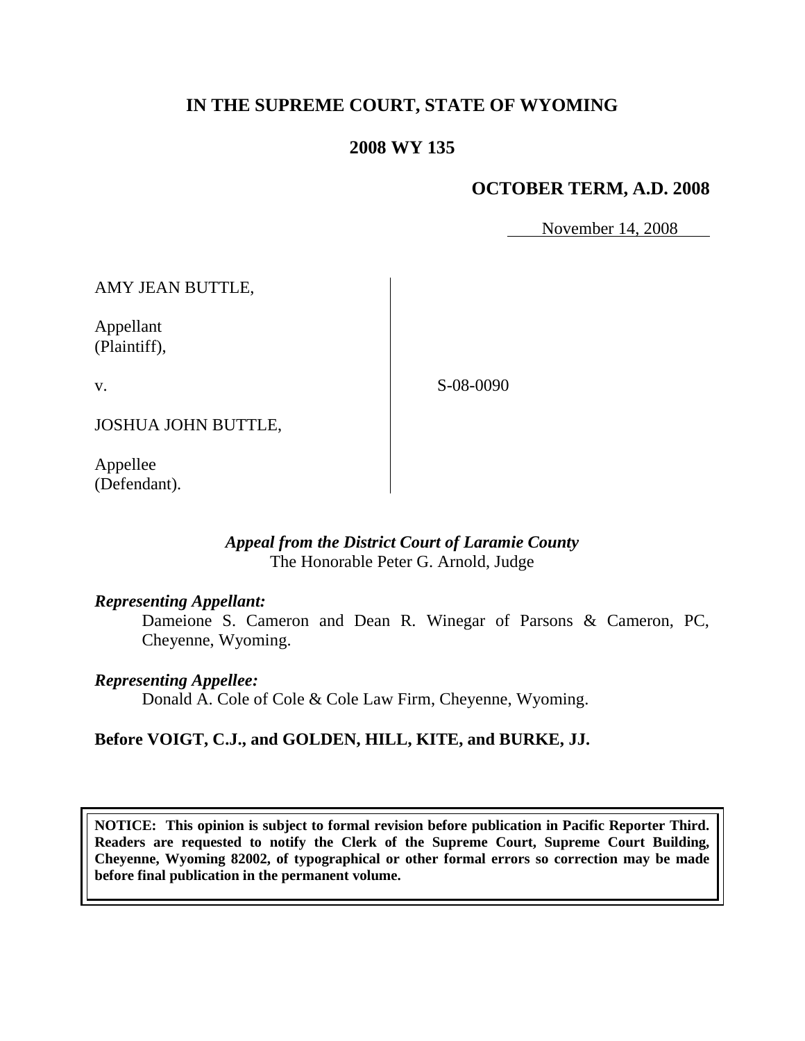# IN THE SUPREME COURT, STATE OF WYOMING

## 2008 WY 135

### OCTOBER TERM, A.D. 2008

November 14, 2008

| | |
|---|---|
| AMY JEAN BUTTLE,<br><br>Appellant<br>(Plaintiff),<br><br>v.<br><br>JOSHUA JOHN BUTTLE,<br><br>Appellee<br>(Defendant). | S-08-0090 |

*Appeal from the District Court of Laramie County*
The Honorable Peter G. Arnold, Judge

***Representing Appellant:***

Dameione S. Cameron and Dean R. Winegar of Parsons & Cameron, PC, Cheyenne, Wyoming.

***Representing Appellee:***

Donald A. Cole of Cole & Cole Law Firm, Cheyenne, Wyoming.

**Before VOIGT, C.J., and GOLDEN, HILL, KITE, and BURKE, JJ.**

**NOTICE: This opinion is subject to formal revision before publication in Pacific Reporter Third. Readers are requested to notify the Clerk of the Supreme Court, Supreme Court Building, Cheyenne, Wyoming 82002, of typographical or other formal errors so correction may be made before final publication in the permanent volume.**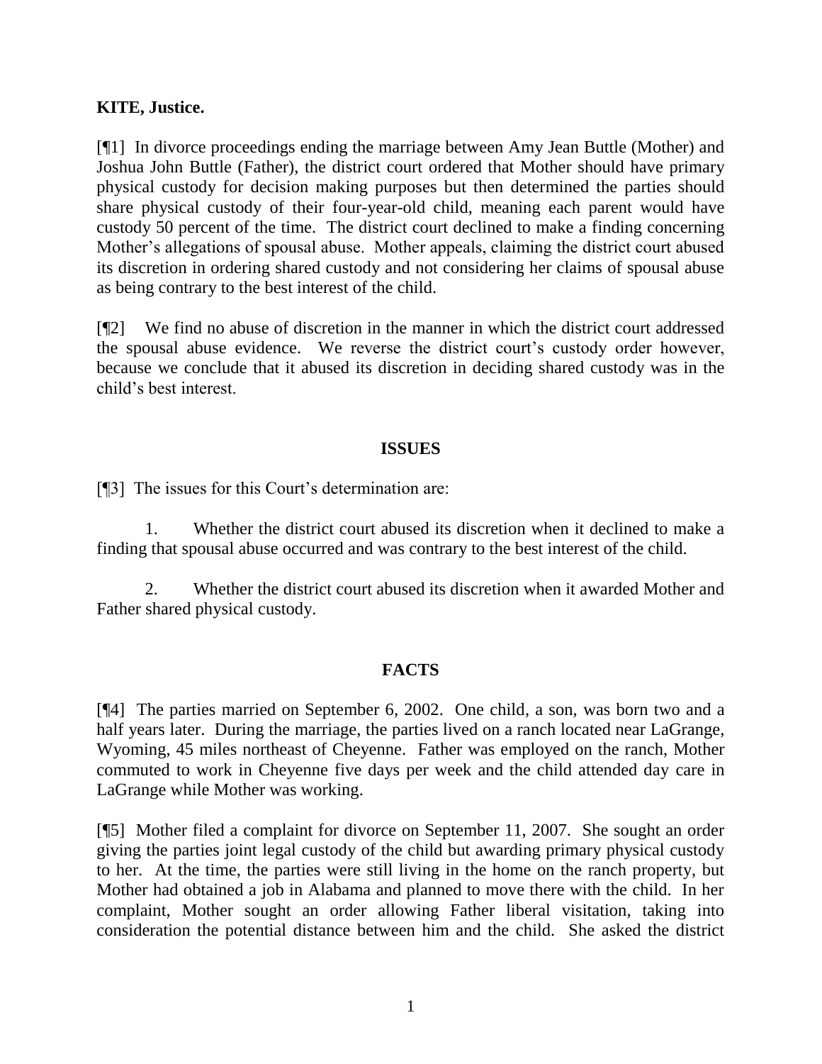**KITE, Justice.**

[¶1] In divorce proceedings ending the marriage between Amy Jean Buttle (Mother) and Joshua John Buttle (Father), the district court ordered that Mother should have primary physical custody for decision making purposes but then determined the parties should share physical custody of their four-year-old child, meaning each parent would have custody 50 percent of the time. The district court declined to make a finding concerning Mother's allegations of spousal abuse. Mother appeals, claiming the district court abused its discretion in ordering shared custody and not considering her claims of spousal abuse as being contrary to the best interest of the child.

[¶2] We find no abuse of discretion in the manner in which the district court addressed the spousal abuse evidence. We reverse the district court's custody order however, because we conclude that it abused its discretion in deciding shared custody was in the child's best interest.

## ISSUES

[¶3] The issues for this Court's determination are:

1. Whether the district court abused its discretion when it declined to make a finding that spousal abuse occurred and was contrary to the best interest of the child.

2. Whether the district court abused its discretion when it awarded Mother and Father shared physical custody.

## FACTS

[¶4] The parties married on September 6, 2002. One child, a son, was born two and a half years later. During the marriage, the parties lived on a ranch located near LaGrange, Wyoming, 45 miles northeast of Cheyenne. Father was employed on the ranch, Mother commuted to work in Cheyenne five days per week and the child attended day care in LaGrange while Mother was working.

[¶5] Mother filed a complaint for divorce on September 11, 2007. She sought an order giving the parties joint legal custody of the child but awarding primary physical custody to her. At the time, the parties were still living in the home on the ranch property, but Mother had obtained a job in Alabama and planned to move there with the child. In her complaint, Mother sought an order allowing Father liberal visitation, taking into consideration the potential distance between him and the child. She asked the district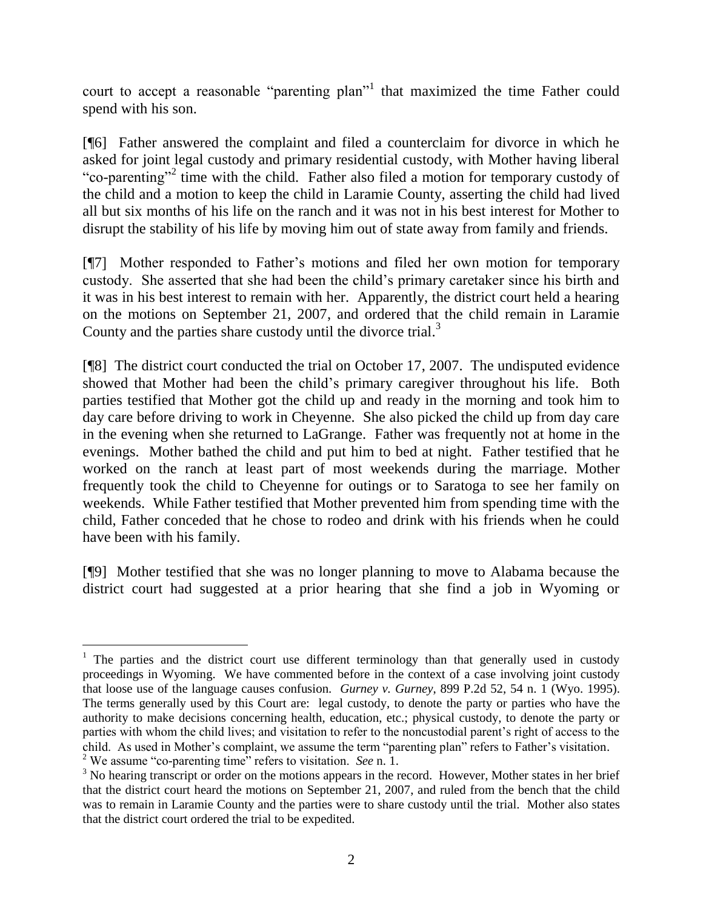court to accept a reasonable "parenting plan"[1] that maximized the time Father could spend with his son.

[¶6] Father answered the complaint and filed a counterclaim for divorce in which he asked for joint legal custody and primary residential custody, with Mother having liberal "co-parenting"[2] time with the child. Father also filed a motion for temporary custody of the child and a motion to keep the child in Laramie County, asserting the child had lived all but six months of his life on the ranch and it was not in his best interest for Mother to disrupt the stability of his life by moving him out of state away from family and friends.

[¶7] Mother responded to Father's motions and filed her own motion for temporary custody. She asserted that she had been the child's primary caretaker since his birth and it was in his best interest to remain with her. Apparently, the district court held a hearing on the motions on September 21, 2007, and ordered that the child remain in Laramie County and the parties share custody until the divorce trial.[3]

[¶8] The district court conducted the trial on October 17, 2007. The undisputed evidence showed that Mother had been the child's primary caregiver throughout his life. Both parties testified that Mother got the child up and ready in the morning and took him to day care before driving to work in Cheyenne. She also picked the child up from day care in the evening when she returned to LaGrange. Father was frequently not at home in the evenings. Mother bathed the child and put him to bed at night. Father testified that he worked on the ranch at least part of most weekends during the marriage. Mother frequently took the child to Cheyenne for outings or to Saratoga to see her family on weekends. While Father testified that Mother prevented him from spending time with the child, Father conceded that he chose to rodeo and drink with his friends when he could have been with his family.

[¶9] Mother testified that she was no longer planning to move to Alabama because the district court had suggested at a prior hearing that she find a job in Wyoming or

---

[1] The parties and the district court use different terminology than that generally used in custody proceedings in Wyoming. We have commented before in the context of a case involving joint custody that loose use of the language causes confusion. *Gurney v. Gurney*, 899 P.2d 52, 54 n. 1 (Wyo. 1995). The terms generally used by this Court are: legal custody, to denote the party or parties who have the authority to make decisions concerning health, education, etc.; physical custody, to denote the party or parties with whom the child lives; and visitation to refer to the noncustodial parent's right of access to the child. As used in Mother's complaint, we assume the term "parenting plan" refers to Father's visitation.

[2] We assume "co-parenting time" refers to visitation. *See* n. 1.

[3] No hearing transcript or order on the motions appears in the record. However, Mother states in her brief that the district court heard the motions on September 21, 2007, and ruled from the bench that the child was to remain in Laramie County and the parties were to share custody until the trial. Mother also states that the district court ordered the trial to be expedited.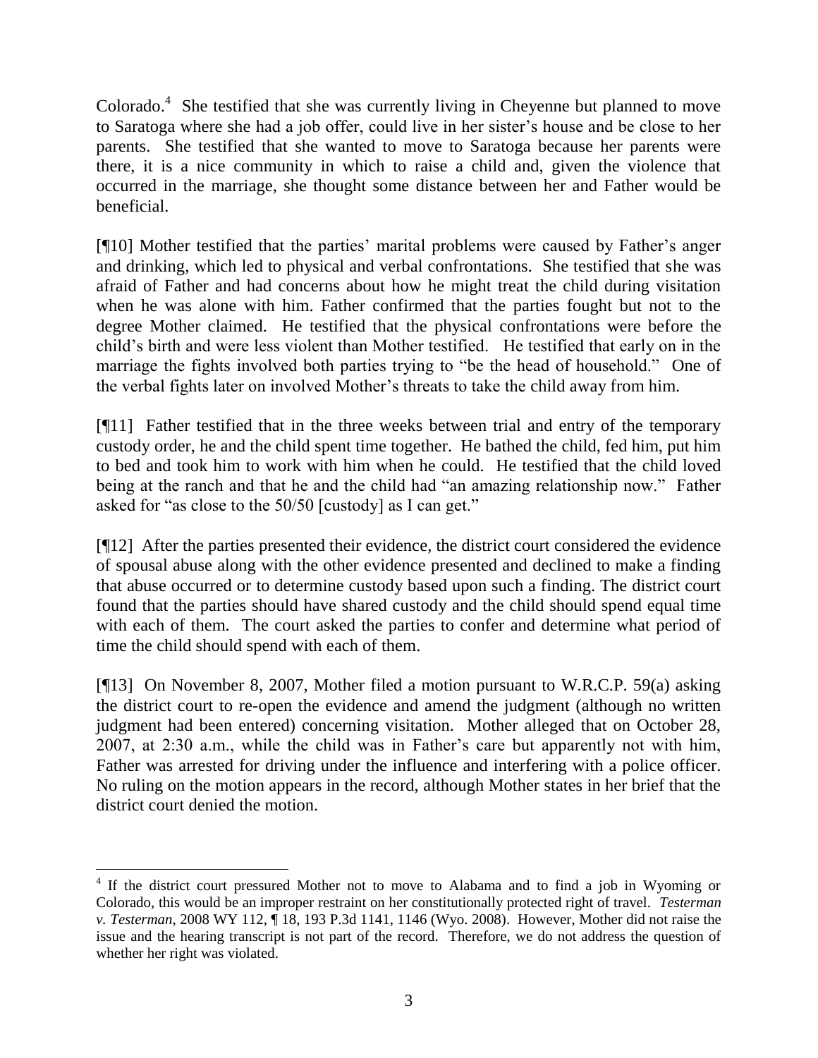Colorado.[4] She testified that she was currently living in Cheyenne but planned to move to Saratoga where she had a job offer, could live in her sister's house and be close to her parents. She testified that she wanted to move to Saratoga because her parents were there, it is a nice community in which to raise a child and, given the violence that occurred in the marriage, she thought some distance between her and Father would be beneficial.

[¶10] Mother testified that the parties' marital problems were caused by Father's anger and drinking, which led to physical and verbal confrontations. She testified that she was afraid of Father and had concerns about how he might treat the child during visitation when he was alone with him. Father confirmed that the parties fought but not to the degree Mother claimed. He testified that the physical confrontations were before the child's birth and were less violent than Mother testified. He testified that early on in the marriage the fights involved both parties trying to "be the head of household." One of the verbal fights later on involved Mother's threats to take the child away from him.

[¶11] Father testified that in the three weeks between trial and entry of the temporary custody order, he and the child spent time together. He bathed the child, fed him, put him to bed and took him to work with him when he could. He testified that the child loved being at the ranch and that he and the child had "an amazing relationship now." Father asked for "as close to the 50/50 [custody] as I can get."

[¶12] After the parties presented their evidence, the district court considered the evidence of spousal abuse along with the other evidence presented and declined to make a finding that abuse occurred or to determine custody based upon such a finding. The district court found that the parties should have shared custody and the child should spend equal time with each of them. The court asked the parties to confer and determine what period of time the child should spend with each of them.

[¶13] On November 8, 2007, Mother filed a motion pursuant to W.R.C.P. 59(a) asking the district court to re-open the evidence and amend the judgment (although no written judgment had been entered) concerning visitation. Mother alleged that on October 28, 2007, at 2:30 a.m., while the child was in Father's care but apparently not with him, Father was arrested for driving under the influence and interfering with a police officer. No ruling on the motion appears in the record, although Mother states in her brief that the district court denied the motion.

---

[4] If the district court pressured Mother not to move to Alabama and to find a job in Wyoming or Colorado, this would be an improper restraint on her constitutionally protected right of travel. *Testerman v. Testerman*, 2008 WY 112, ¶ 18, 193 P.3d 1141, 1146 (Wyo. 2008). However, Mother did not raise the issue and the hearing transcript is not part of the record. Therefore, we do not address the question of whether her right was violated.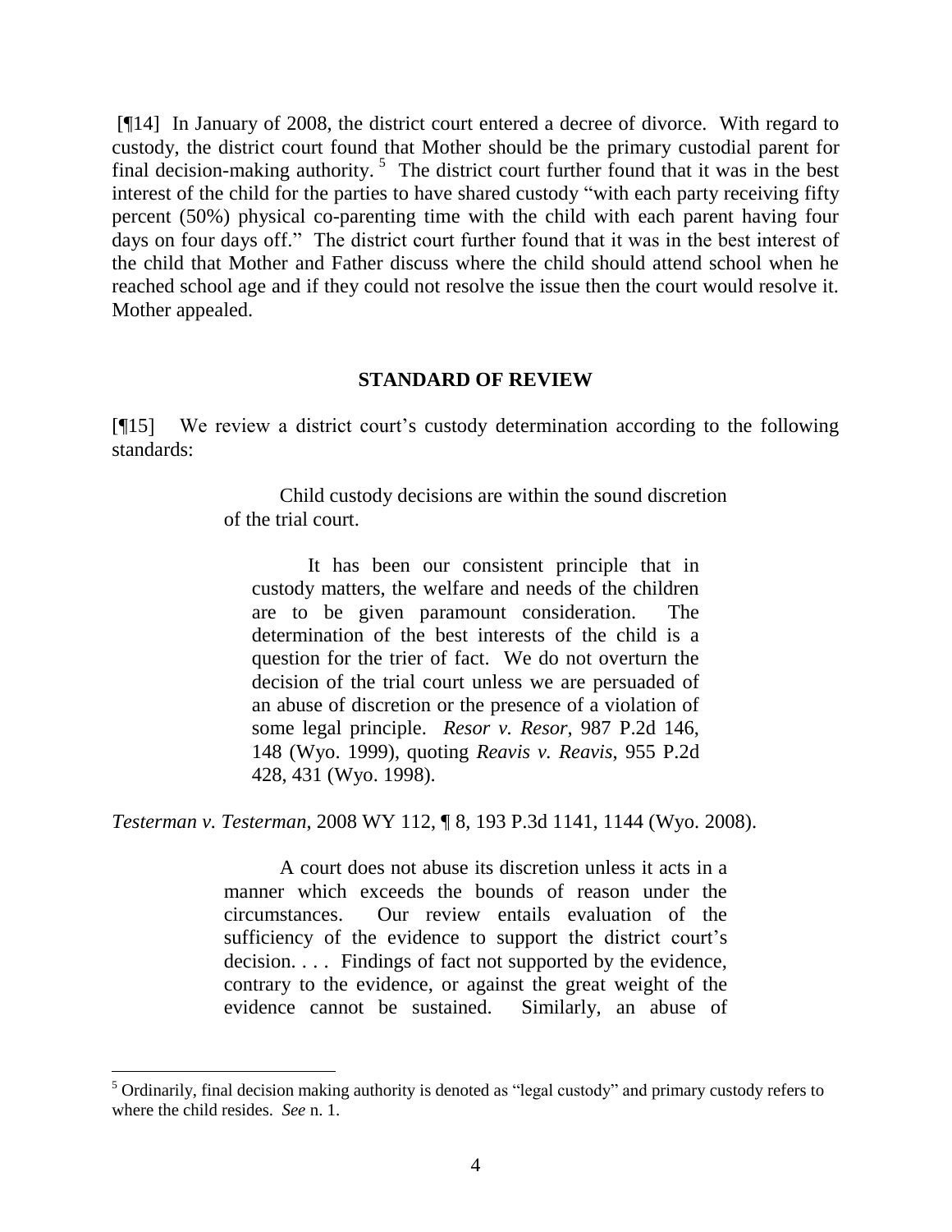[¶14] In January of 2008, the district court entered a decree of divorce. With regard to custody, the district court found that Mother should be the primary custodial parent for final decision-making authority.[5] The district court further found that it was in the best interest of the child for the parties to have shared custody "with each party receiving fifty percent (50%) physical co-parenting time with the child with each parent having four days on four days off." The district court further found that it was in the best interest of the child that Mother and Father discuss where the child should attend school when he reached school age and if they could not resolve the issue then the court would resolve it. Mother appealed.

## STANDARD OF REVIEW

[¶15] We review a district court's custody determination according to the following standards:

> Child custody decisions are within the sound discretion of the trial court.
>
> > It has been our consistent principle that in custody matters, the welfare and needs of the children are to be given paramount consideration. The determination of the best interests of the child is a question for the trier of fact. We do not overturn the decision of the trial court unless we are persuaded of an abuse of discretion or the presence of a violation of some legal principle. *Resor v. Resor*, 987 P.2d 146, 148 (Wyo. 1999), quoting *Reavis v. Reavis*, 955 P.2d 428, 431 (Wyo. 1998).

*Testerman v. Testerman*, 2008 WY 112, ¶ 8, 193 P.3d 1141, 1144 (Wyo. 2008).

> A court does not abuse its discretion unless it acts in a manner which exceeds the bounds of reason under the circumstances. Our review entails evaluation of the sufficiency of the evidence to support the district court's decision. . . . Findings of fact not supported by the evidence, contrary to the evidence, or against the great weight of the evidence cannot be sustained. Similarly, an abuse of

---

[5] Ordinarily, final decision making authority is denoted as "legal custody" and primary custody refers to where the child resides. *See* n. 1.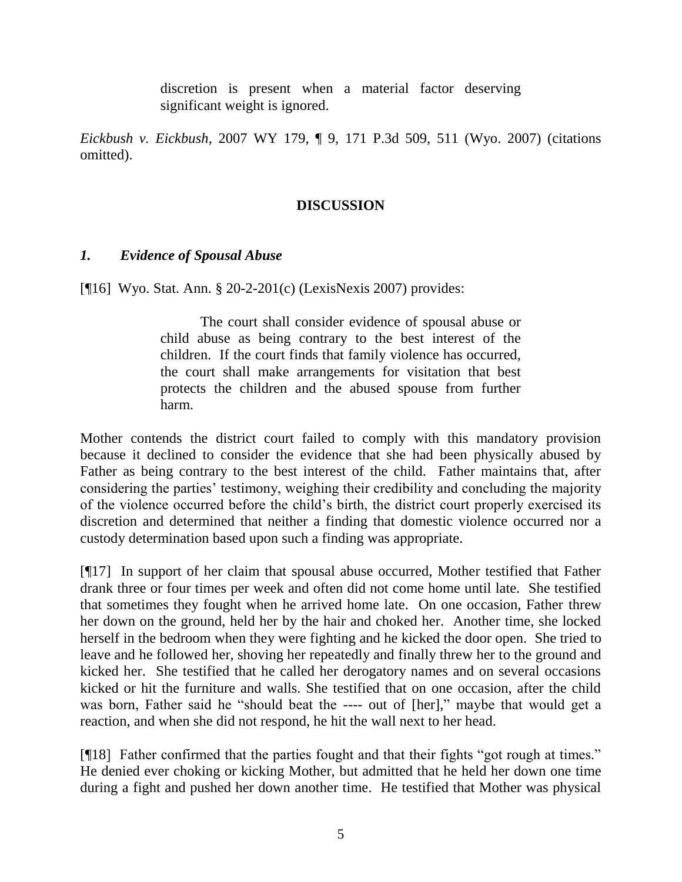> discretion is present when a material factor deserving significant weight is ignored.

*Eickbush v. Eickbush*, 2007 WY 179, ¶ 9, 171 P.3d 509, 511 (Wyo. 2007) (citations omitted).

## DISCUSSION

### *1. Evidence of Spousal Abuse*

[¶16] Wyo. Stat. Ann. § 20-2-201(c) (LexisNexis 2007) provides:

> The court shall consider evidence of spousal abuse or child abuse as being contrary to the best interest of the children. If the court finds that family violence has occurred, the court shall make arrangements for visitation that best protects the children and the abused spouse from further harm.

Mother contends the district court failed to comply with this mandatory provision because it declined to consider the evidence that she had been physically abused by Father as being contrary to the best interest of the child. Father maintains that, after considering the parties' testimony, weighing their credibility and concluding the majority of the violence occurred before the child's birth, the district court properly exercised its discretion and determined that neither a finding that domestic violence occurred nor a custody determination based upon such a finding was appropriate.

[¶17] In support of her claim that spousal abuse occurred, Mother testified that Father drank three or four times per week and often did not come home until late. She testified that sometimes they fought when he arrived home late. On one occasion, Father threw her down on the ground, held her by the hair and choked her. Another time, she locked herself in the bedroom when they were fighting and he kicked the door open. She tried to leave and he followed her, shoving her repeatedly and finally threw her to the ground and kicked her. She testified that he called her derogatory names and on several occasions kicked or hit the furniture and walls. She testified that on one occasion, after the child was born, Father said he "should beat the ---- out of [her]," maybe that would get a reaction, and when she did not respond, he hit the wall next to her head.

[¶18] Father confirmed that the parties fought and that their fights "got rough at times." He denied ever choking or kicking Mother, but admitted that he held her down one time during a fight and pushed her down another time. He testified that Mother was physical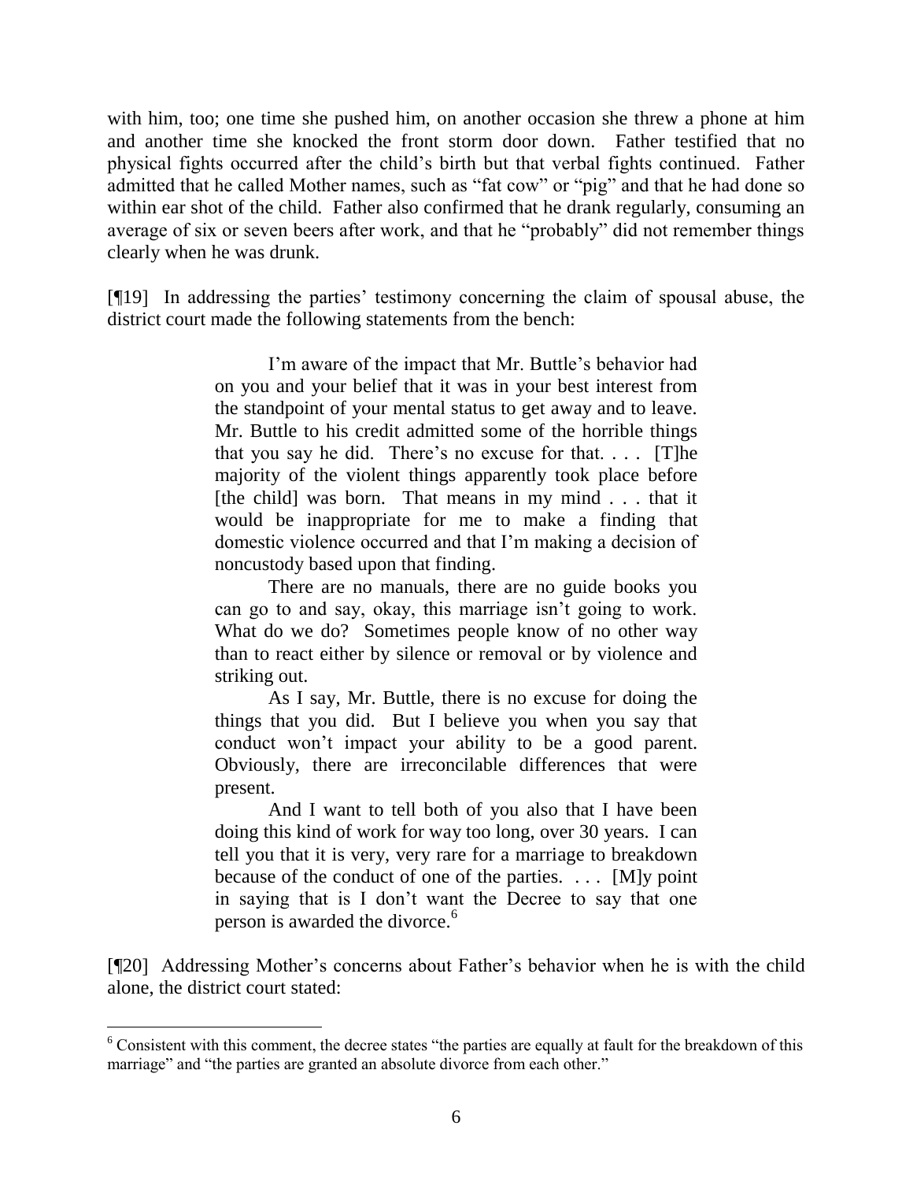with him, too; one time she pushed him, on another occasion she threw a phone at him and another time she knocked the front storm door down. Father testified that no physical fights occurred after the child's birth but that verbal fights continued. Father admitted that he called Mother names, such as "fat cow" or "pig" and that he had done so within ear shot of the child. Father also confirmed that he drank regularly, consuming an average of six or seven beers after work, and that he "probably" did not remember things clearly when he was drunk.

[¶19] In addressing the parties' testimony concerning the claim of spousal abuse, the district court made the following statements from the bench:

> I'm aware of the impact that Mr. Buttle's behavior had on you and your belief that it was in your best interest from the standpoint of your mental status to get away and to leave. Mr. Buttle to his credit admitted some of the horrible things that you say he did. There's no excuse for that. . . . [T]he majority of the violent things apparently took place before [the child] was born. That means in my mind . . . that it would be inappropriate for me to make a finding that domestic violence occurred and that I'm making a decision of noncustody based upon that finding.
>
> There are no manuals, there are no guide books you can go to and say, okay, this marriage isn't going to work. What do we do? Sometimes people know of no other way than to react either by silence or removal or by violence and striking out.
>
> As I say, Mr. Buttle, there is no excuse for doing the things that you did. But I believe you when you say that conduct won't impact your ability to be a good parent. Obviously, there are irreconcilable differences that were present.
>
> And I want to tell both of you also that I have been doing this kind of work for way too long, over 30 years. I can tell you that it is very, very rare for a marriage to breakdown because of the conduct of one of the parties. . . . [M]y point in saying that is I don't want the Decree to say that one person is awarded the divorce.[6]

[¶20] Addressing Mother's concerns about Father's behavior when he is with the child alone, the district court stated:

---

[6] Consistent with this comment, the decree states "the parties are equally at fault for the breakdown of this marriage" and "the parties are granted an absolute divorce from each other."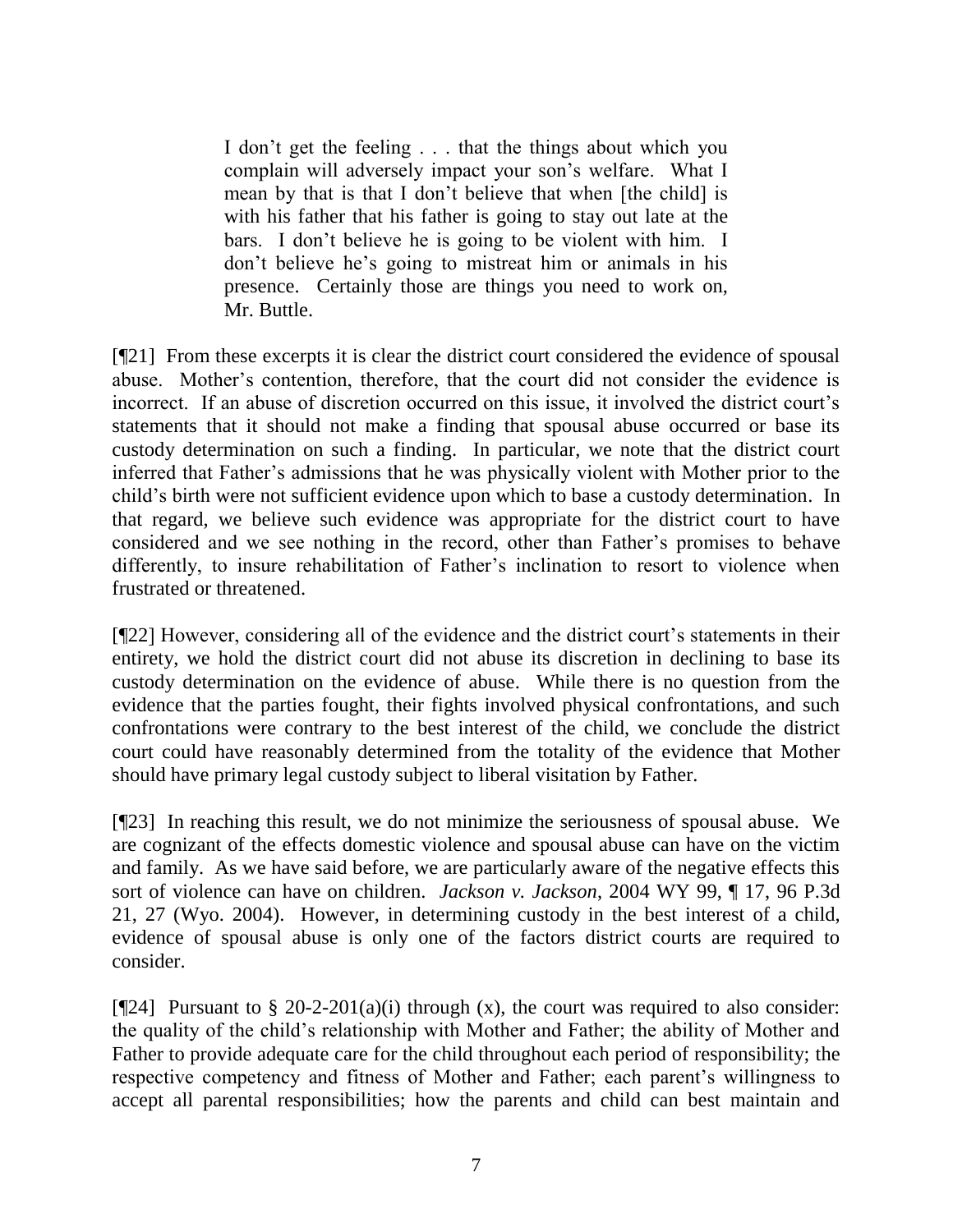> I don't get the feeling . . . that the things about which you complain will adversely impact your son's welfare. What I mean by that is that I don't believe that when [the child] is with his father that his father is going to stay out late at the bars. I don't believe he is going to be violent with him. I don't believe he's going to mistreat him or animals in his presence. Certainly those are things you need to work on, Mr. Buttle.

[¶21] From these excerpts it is clear the district court considered the evidence of spousal abuse. Mother's contention, therefore, that the court did not consider the evidence is incorrect. If an abuse of discretion occurred on this issue, it involved the district court's statements that it should not make a finding that spousal abuse occurred or base its custody determination on such a finding. In particular, we note that the district court inferred that Father's admissions that he was physically violent with Mother prior to the child's birth were not sufficient evidence upon which to base a custody determination. In that regard, we believe such evidence was appropriate for the district court to have considered and we see nothing in the record, other than Father's promises to behave differently, to insure rehabilitation of Father's inclination to resort to violence when frustrated or threatened.

[¶22] However, considering all of the evidence and the district court's statements in their entirety, we hold the district court did not abuse its discretion in declining to base its custody determination on the evidence of abuse. While there is no question from the evidence that the parties fought, their fights involved physical confrontations, and such confrontations were contrary to the best interest of the child, we conclude the district court could have reasonably determined from the totality of the evidence that Mother should have primary legal custody subject to liberal visitation by Father.

[¶23] In reaching this result, we do not minimize the seriousness of spousal abuse. We are cognizant of the effects domestic violence and spousal abuse can have on the victim and family. As we have said before, we are particularly aware of the negative effects this sort of violence can have on children. *Jackson v. Jackson*, 2004 WY 99, ¶ 17, 96 P.3d 21, 27 (Wyo. 2004). However, in determining custody in the best interest of a child, evidence of spousal abuse is only one of the factors district courts are required to consider.

[¶24] Pursuant to § 20-2-201(a)(i) through (x), the court was required to also consider: the quality of the child's relationship with Mother and Father; the ability of Mother and Father to provide adequate care for the child throughout each period of responsibility; the respective competency and fitness of Mother and Father; each parent's willingness to accept all parental responsibilities; how the parents and child can best maintain and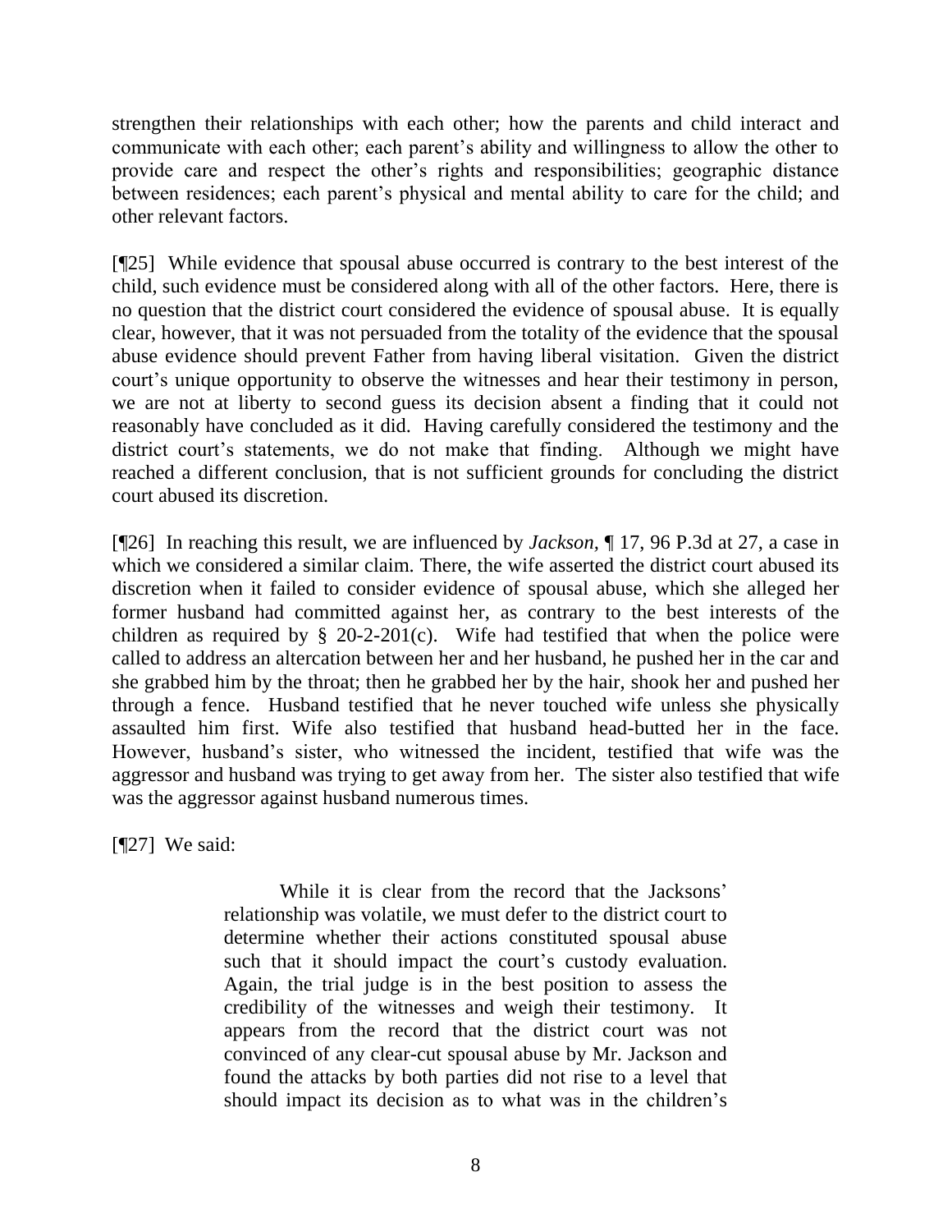strengthen their relationships with each other; how the parents and child interact and communicate with each other; each parent's ability and willingness to allow the other to provide care and respect the other's rights and responsibilities; geographic distance between residences; each parent's physical and mental ability to care for the child; and other relevant factors.

[¶25] While evidence that spousal abuse occurred is contrary to the best interest of the child, such evidence must be considered along with all of the other factors. Here, there is no question that the district court considered the evidence of spousal abuse. It is equally clear, however, that it was not persuaded from the totality of the evidence that the spousal abuse evidence should prevent Father from having liberal visitation. Given the district court's unique opportunity to observe the witnesses and hear their testimony in person, we are not at liberty to second guess its decision absent a finding that it could not reasonably have concluded as it did. Having carefully considered the testimony and the district court's statements, we do not make that finding. Although we might have reached a different conclusion, that is not sufficient grounds for concluding the district court abused its discretion.

[¶26] In reaching this result, we are influenced by *Jackson*, ¶ 17, 96 P.3d at 27, a case in which we considered a similar claim. There, the wife asserted the district court abused its discretion when it failed to consider evidence of spousal abuse, which she alleged her former husband had committed against her, as contrary to the best interests of the children as required by § 20-2-201(c). Wife had testified that when the police were called to address an altercation between her and her husband, he pushed her in the car and she grabbed him by the throat; then he grabbed her by the hair, shook her and pushed her through a fence. Husband testified that he never touched wife unless she physically assaulted him first. Wife also testified that husband head-butted her in the face. However, husband's sister, who witnessed the incident, testified that wife was the aggressor and husband was trying to get away from her. The sister also testified that wife was the aggressor against husband numerous times.

[¶27] We said:

> While it is clear from the record that the Jacksons' relationship was volatile, we must defer to the district court to determine whether their actions constituted spousal abuse such that it should impact the court's custody evaluation. Again, the trial judge is in the best position to assess the credibility of the witnesses and weigh their testimony. It appears from the record that the district court was not convinced of any clear-cut spousal abuse by Mr. Jackson and found the attacks by both parties did not rise to a level that should impact its decision as to what was in the children's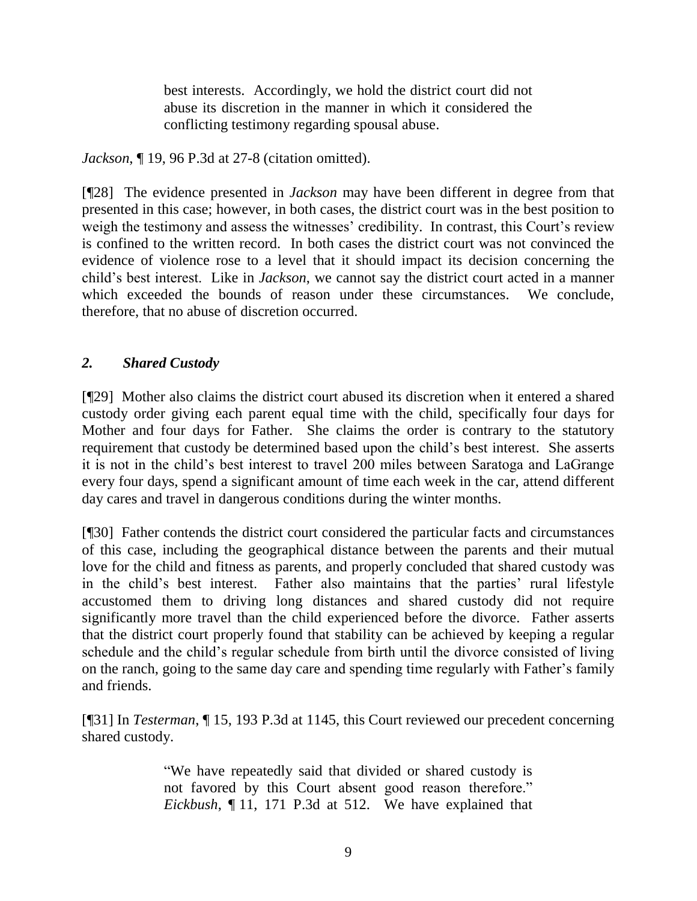> best interests. Accordingly, we hold the district court did not abuse its discretion in the manner in which it considered the conflicting testimony regarding spousal abuse.

*Jackson*, ¶ 19, 96 P.3d at 27-8 (citation omitted).

[¶28] The evidence presented in *Jackson* may have been different in degree from that presented in this case; however, in both cases, the district court was in the best position to weigh the testimony and assess the witnesses' credibility. In contrast, this Court's review is confined to the written record. In both cases the district court was not convinced the evidence of violence rose to a level that it should impact its decision concerning the child's best interest. Like in *Jackson*, we cannot say the district court acted in a manner which exceeded the bounds of reason under these circumstances. We conclude, therefore, that no abuse of discretion occurred.

### *2. Shared Custody*

[¶29] Mother also claims the district court abused its discretion when it entered a shared custody order giving each parent equal time with the child, specifically four days for Mother and four days for Father. She claims the order is contrary to the statutory requirement that custody be determined based upon the child's best interest. She asserts it is not in the child's best interest to travel 200 miles between Saratoga and LaGrange every four days, spend a significant amount of time each week in the car, attend different day cares and travel in dangerous conditions during the winter months.

[¶30] Father contends the district court considered the particular facts and circumstances of this case, including the geographical distance between the parents and their mutual love for the child and fitness as parents, and properly concluded that shared custody was in the child's best interest. Father also maintains that the parties' rural lifestyle accustomed them to driving long distances and shared custody did not require significantly more travel than the child experienced before the divorce. Father asserts that the district court properly found that stability can be achieved by keeping a regular schedule and the child's regular schedule from birth until the divorce consisted of living on the ranch, going to the same day care and spending time regularly with Father's family and friends.

[¶31] In *Testerman*, ¶ 15, 193 P.3d at 1145, this Court reviewed our precedent concerning shared custody.

> "We have repeatedly said that divided or shared custody is not favored by this Court absent good reason therefore." *Eickbush*, ¶ 11, 171 P.3d at 512. We have explained that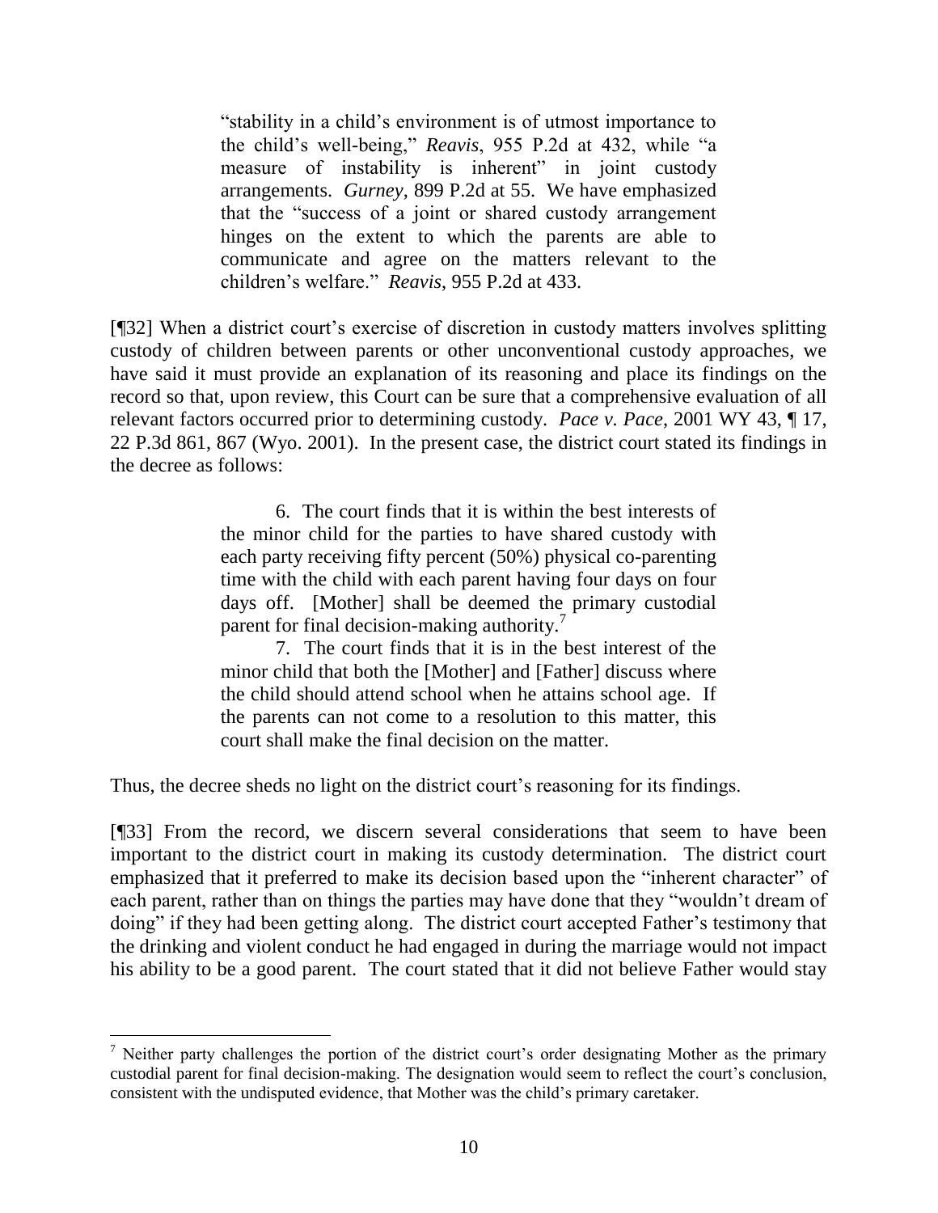> "stability in a child's environment is of utmost importance to the child's well-being," *Reavis*, 955 P.2d at 432, while "a measure of instability is inherent" in joint custody arrangements. *Gurney*, 899 P.2d at 55. We have emphasized that the "success of a joint or shared custody arrangement hinges on the extent to which the parents are able to communicate and agree on the matters relevant to the children's welfare." *Reavis*, 955 P.2d at 433.

[¶32] When a district court's exercise of discretion in custody matters involves splitting custody of children between parents or other unconventional custody approaches, we have said it must provide an explanation of its reasoning and place its findings on the record so that, upon review, this Court can be sure that a comprehensive evaluation of all relevant factors occurred prior to determining custody. *Pace v. Pace*, 2001 WY 43, ¶ 17, 22 P.3d 861, 867 (Wyo. 2001). In the present case, the district court stated its findings in the decree as follows:

> 6. The court finds that it is within the best interests of the minor child for the parties to have shared custody with each party receiving fifty percent (50%) physical co-parenting time with the child with each parent having four days on four days off. [Mother] shall be deemed the primary custodial parent for final decision-making authority.[7]
>
> 7. The court finds that it is in the best interest of the minor child that both the [Mother] and [Father] discuss where the child should attend school when he attains school age. If the parents can not come to a resolution to this matter, this court shall make the final decision on the matter.

Thus, the decree sheds no light on the district court's reasoning for its findings.

[¶33] From the record, we discern several considerations that seem to have been important to the district court in making its custody determination. The district court emphasized that it preferred to make its decision based upon the "inherent character" of each parent, rather than on things the parties may have done that they "wouldn't dream of doing" if they had been getting along. The district court accepted Father's testimony that the drinking and violent conduct he had engaged in during the marriage would not impact his ability to be a good parent. The court stated that it did not believe Father would stay

[7] Neither party challenges the portion of the district court's order designating Mother as the primary custodial parent for final decision-making. The designation would seem to reflect the court's conclusion, consistent with the undisputed evidence, that Mother was the child's primary caretaker.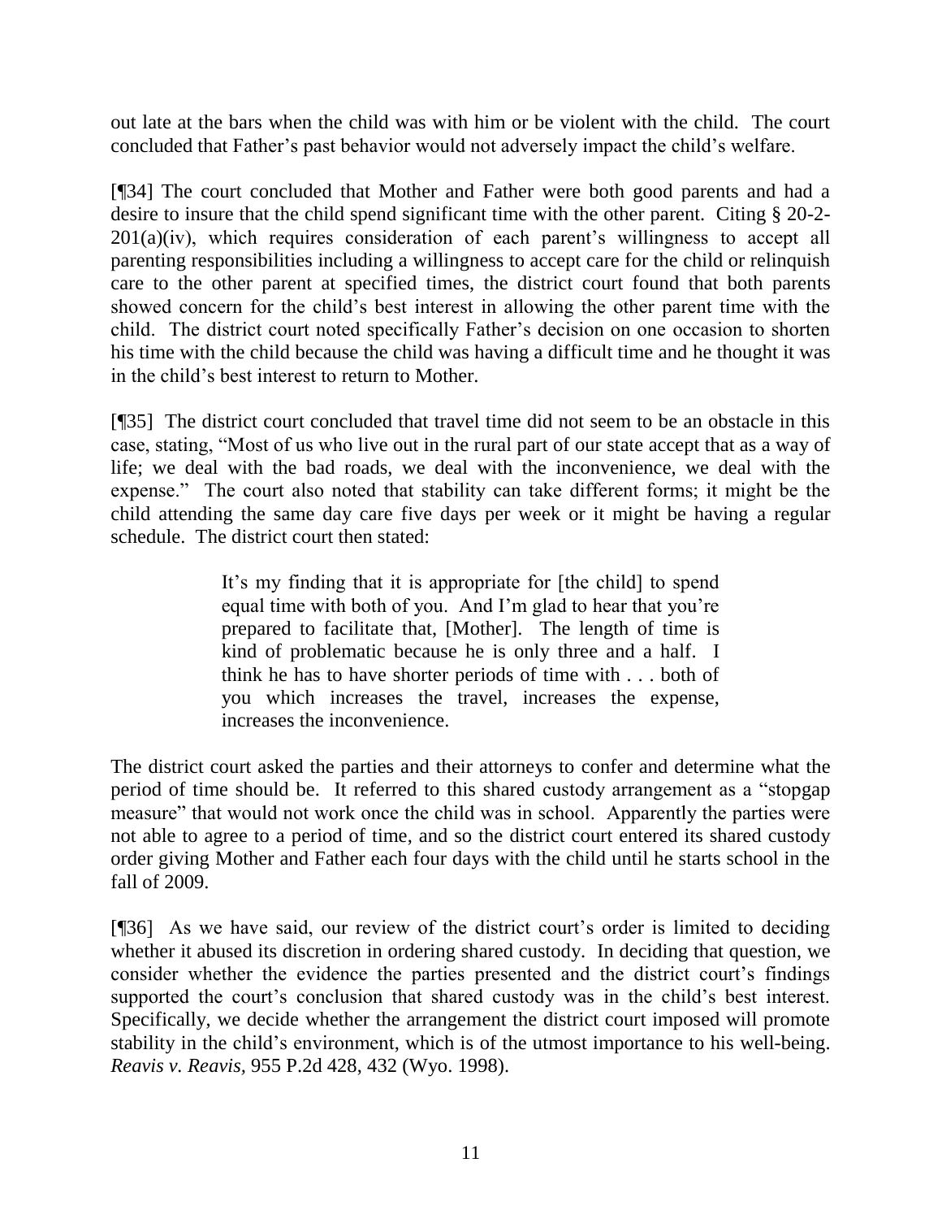out late at the bars when the child was with him or be violent with the child. The court concluded that Father's past behavior would not adversely impact the child's welfare.

[¶34] The court concluded that Mother and Father were both good parents and had a desire to insure that the child spend significant time with the other parent. Citing § 20-2-201(a)(iv), which requires consideration of each parent's willingness to accept all parenting responsibilities including a willingness to accept care for the child or relinquish care to the other parent at specified times, the district court found that both parents showed concern for the child's best interest in allowing the other parent time with the child. The district court noted specifically Father's decision on one occasion to shorten his time with the child because the child was having a difficult time and he thought it was in the child's best interest to return to Mother.

[¶35] The district court concluded that travel time did not seem to be an obstacle in this case, stating, "Most of us who live out in the rural part of our state accept that as a way of life; we deal with the bad roads, we deal with the inconvenience, we deal with the expense." The court also noted that stability can take different forms; it might be the child attending the same day care five days per week or it might be having a regular schedule. The district court then stated:

> It's my finding that it is appropriate for [the child] to spend equal time with both of you. And I'm glad to hear that you're prepared to facilitate that, [Mother]. The length of time is kind of problematic because he is only three and a half. I think he has to have shorter periods of time with . . . both of you which increases the travel, increases the expense, increases the inconvenience.

The district court asked the parties and their attorneys to confer and determine what the period of time should be. It referred to this shared custody arrangement as a "stopgap measure" that would not work once the child was in school. Apparently the parties were not able to agree to a period of time, and so the district court entered its shared custody order giving Mother and Father each four days with the child until he starts school in the fall of 2009.

[¶36] As we have said, our review of the district court's order is limited to deciding whether it abused its discretion in ordering shared custody. In deciding that question, we consider whether the evidence the parties presented and the district court's findings supported the court's conclusion that shared custody was in the child's best interest. Specifically, we decide whether the arrangement the district court imposed will promote stability in the child's environment, which is of the utmost importance to his well-being. *Reavis v. Reavis*, 955 P.2d 428, 432 (Wyo. 1998).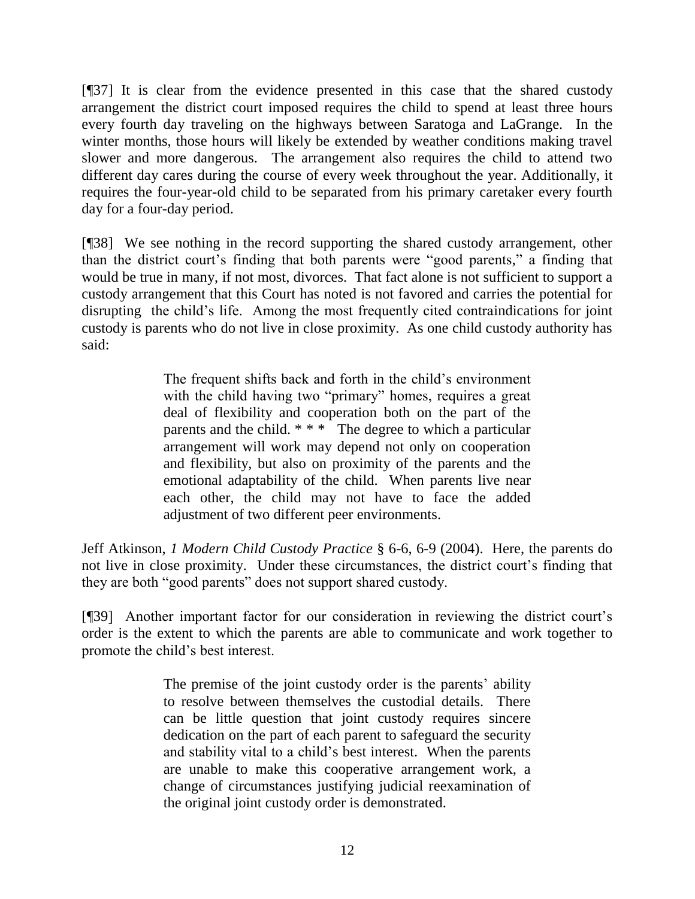[¶37] It is clear from the evidence presented in this case that the shared custody arrangement the district court imposed requires the child to spend at least three hours every fourth day traveling on the highways between Saratoga and LaGrange. In the winter months, those hours will likely be extended by weather conditions making travel slower and more dangerous. The arrangement also requires the child to attend two different day cares during the course of every week throughout the year. Additionally, it requires the four-year-old child to be separated from his primary caretaker every fourth day for a four-day period.

[¶38] We see nothing in the record supporting the shared custody arrangement, other than the district court's finding that both parents were "good parents," a finding that would be true in many, if not most, divorces. That fact alone is not sufficient to support a custody arrangement that this Court has noted is not favored and carries the potential for disrupting the child's life. Among the most frequently cited contraindications for joint custody is parents who do not live in close proximity. As one child custody authority has said:

> The frequent shifts back and forth in the child's environment with the child having two "primary" homes, requires a great deal of flexibility and cooperation both on the part of the parents and the child. * * * The degree to which a particular arrangement will work may depend not only on cooperation and flexibility, but also on proximity of the parents and the emotional adaptability of the child. When parents live near each other, the child may not have to face the added adjustment of two different peer environments.

Jeff Atkinson, *1 Modern Child Custody Practice* § 6-6, 6-9 (2004). Here, the parents do not live in close proximity. Under these circumstances, the district court's finding that they are both "good parents" does not support shared custody.

[¶39] Another important factor for our consideration in reviewing the district court's order is the extent to which the parents are able to communicate and work together to promote the child's best interest.

> The premise of the joint custody order is the parents' ability to resolve between themselves the custodial details. There can be little question that joint custody requires sincere dedication on the part of each parent to safeguard the security and stability vital to a child's best interest. When the parents are unable to make this cooperative arrangement work, a change of circumstances justifying judicial reexamination of the original joint custody order is demonstrated.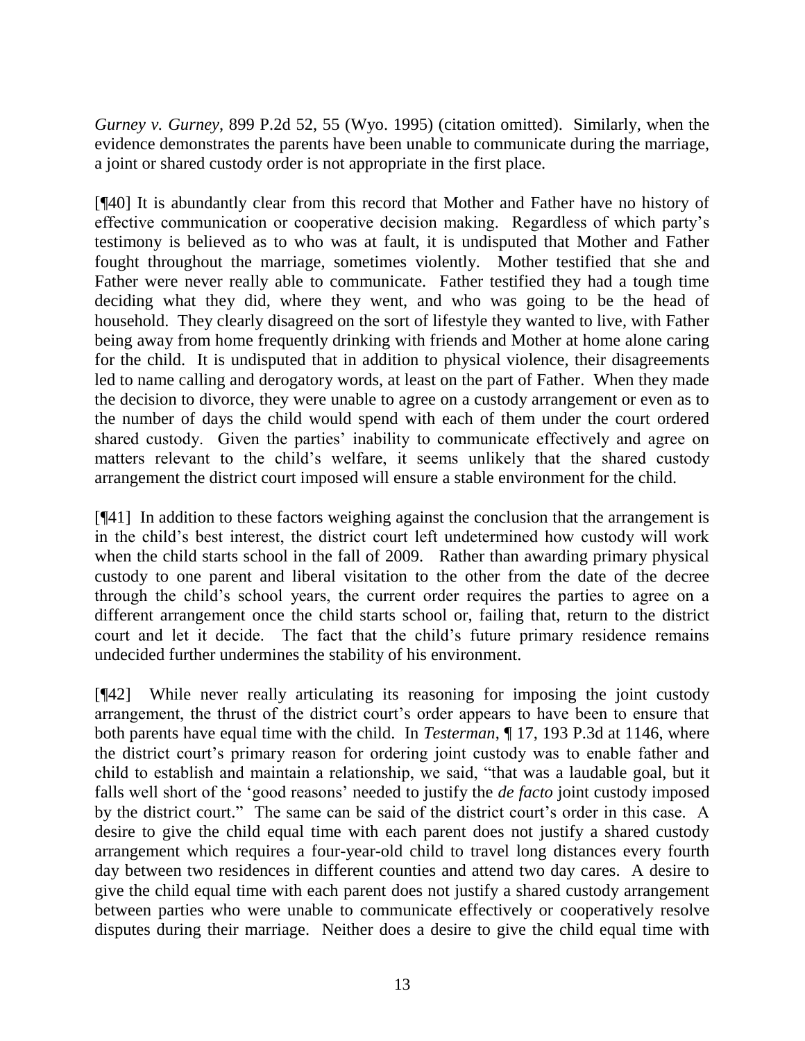*Gurney v. Gurney*, 899 P.2d 52, 55 (Wyo. 1995) (citation omitted). Similarly, when the evidence demonstrates the parents have been unable to communicate during the marriage, a joint or shared custody order is not appropriate in the first place.

[¶40] It is abundantly clear from this record that Mother and Father have no history of effective communication or cooperative decision making. Regardless of which party's testimony is believed as to who was at fault, it is undisputed that Mother and Father fought throughout the marriage, sometimes violently. Mother testified that she and Father were never really able to communicate. Father testified they had a tough time deciding what they did, where they went, and who was going to be the head of household. They clearly disagreed on the sort of lifestyle they wanted to live, with Father being away from home frequently drinking with friends and Mother at home alone caring for the child. It is undisputed that in addition to physical violence, their disagreements led to name calling and derogatory words, at least on the part of Father. When they made the decision to divorce, they were unable to agree on a custody arrangement or even as to the number of days the child would spend with each of them under the court ordered shared custody. Given the parties' inability to communicate effectively and agree on matters relevant to the child's welfare, it seems unlikely that the shared custody arrangement the district court imposed will ensure a stable environment for the child.

[¶41] In addition to these factors weighing against the conclusion that the arrangement is in the child's best interest, the district court left undetermined how custody will work when the child starts school in the fall of 2009. Rather than awarding primary physical custody to one parent and liberal visitation to the other from the date of the decree through the child's school years, the current order requires the parties to agree on a different arrangement once the child starts school or, failing that, return to the district court and let it decide. The fact that the child's future primary residence remains undecided further undermines the stability of his environment.

[¶42] While never really articulating its reasoning for imposing the joint custody arrangement, the thrust of the district court's order appears to have been to ensure that both parents have equal time with the child. In *Testerman*, ¶ 17, 193 P.3d at 1146, where the district court's primary reason for ordering joint custody was to enable father and child to establish and maintain a relationship, we said, "that was a laudable goal, but it falls well short of the 'good reasons' needed to justify the *de facto* joint custody imposed by the district court." The same can be said of the district court's order in this case. A desire to give the child equal time with each parent does not justify a shared custody arrangement which requires a four-year-old child to travel long distances every fourth day between two residences in different counties and attend two day cares. A desire to give the child equal time with each parent does not justify a shared custody arrangement between parties who were unable to communicate effectively or cooperatively resolve disputes during their marriage. Neither does a desire to give the child equal time with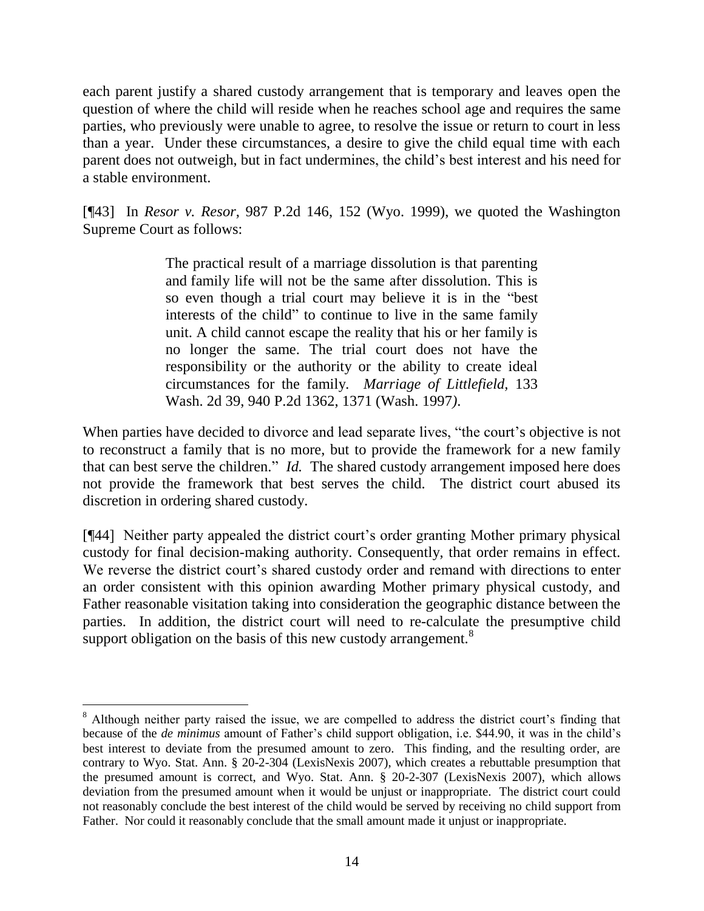each parent justify a shared custody arrangement that is temporary and leaves open the question of where the child will reside when he reaches school age and requires the same parties, who previously were unable to agree, to resolve the issue or return to court in less than a year. Under these circumstances, a desire to give the child equal time with each parent does not outweigh, but in fact undermines, the child's best interest and his need for a stable environment.

[¶43] In *Resor v. Resor*, 987 P.2d 146, 152 (Wyo. 1999), we quoted the Washington Supreme Court as follows:

> The practical result of a marriage dissolution is that parenting and family life will not be the same after dissolution. This is so even though a trial court may believe it is in the "best interests of the child" to continue to live in the same family unit. A child cannot escape the reality that his or her family is no longer the same. The trial court does not have the responsibility or the authority or the ability to create ideal circumstances for the family. *Marriage of Littlefield,* 133 Wash. 2d 39, 940 P.2d 1362, 1371 (Wash. 1997).

When parties have decided to divorce and lead separate lives, "the court's objective is not to reconstruct a family that is no more, but to provide the framework for a new family that can best serve the children." *Id.* The shared custody arrangement imposed here does not provide the framework that best serves the child. The district court abused its discretion in ordering shared custody.

[¶44] Neither party appealed the district court's order granting Mother primary physical custody for final decision-making authority. Consequently, that order remains in effect. We reverse the district court's shared custody order and remand with directions to enter an order consistent with this opinion awarding Mother primary physical custody, and Father reasonable visitation taking into consideration the geographic distance between the parties. In addition, the district court will need to re-calculate the presumptive child support obligation on the basis of this new custody arrangement.[8]

---

[8] Although neither party raised the issue, we are compelled to address the district court's finding that because of the *de minimus* amount of Father's child support obligation, i.e. $44.90, it was in the child's best interest to deviate from the presumed amount to zero. This finding, and the resulting order, are contrary to Wyo. Stat. Ann. § 20-2-304 (LexisNexis 2007), which creates a rebuttable presumption that the presumed amount is correct, and Wyo. Stat. Ann. § 20-2-307 (LexisNexis 2007), which allows deviation from the presumed amount when it would be unjust or inappropriate. The district court could not reasonably conclude the best interest of the child would be served by receiving no child support from Father. Nor could it reasonably conclude that the small amount made it unjust or inappropriate.